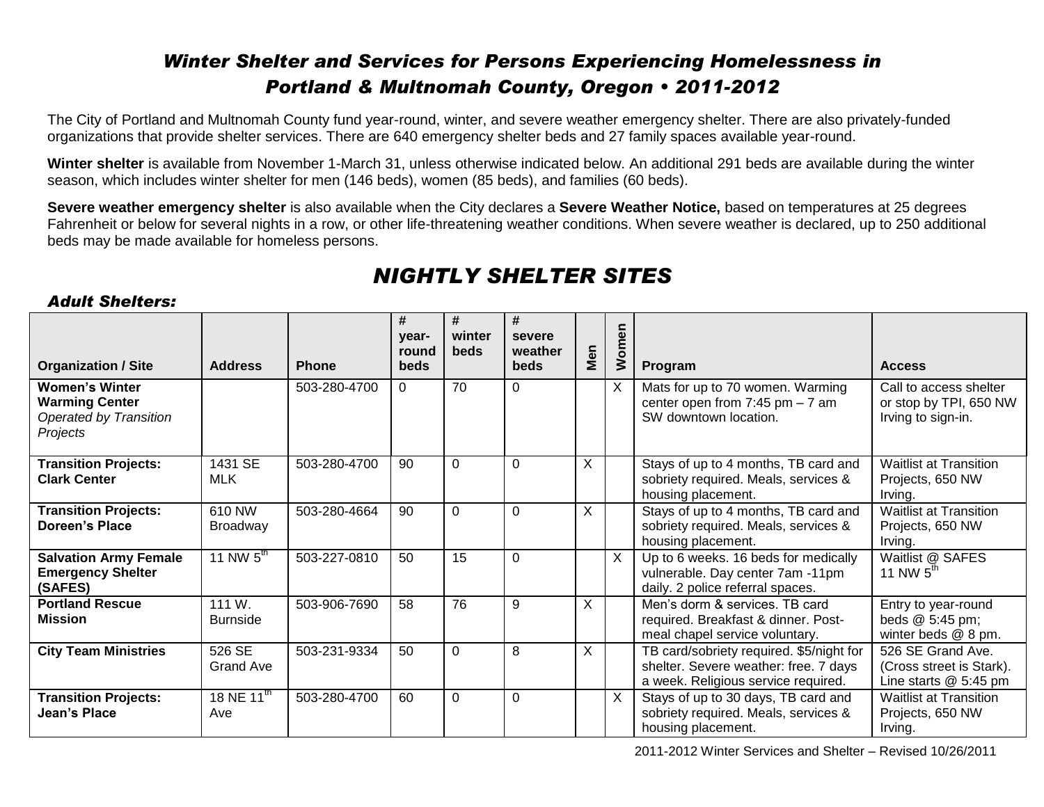# *Winter Shelter and Services for Persons Experiencing Homelessness in Portland & Multnomah County, Oregon • 2011-2012*

The City of Portland and Multnomah County fund year-round, winter, and severe weather emergency shelter. There are also privately-funded organizations that provide shelter services. There are 640 emergency shelter beds and 27 family spaces available year-round.

**Winter shelter** is available from November 1-March 31, unless otherwise indicated below. An additional 291 beds are available during the winter season, which includes winter shelter for men (146 beds), women (85 beds), and families (60 beds).

**Severe weather emergency shelter** is also available when the City declares a **Severe Weather Notice,** based on temperatures at 25 degrees Fahrenheit or below for several nights in a row, or other life-threatening weather conditions. When severe weather is declared, up to 250 additional beds may be made available for homeless persons.

## *NIGHTLY SHELTER SITES*

### *Adult Shelters:*

| Organization / Site | Address | Phone | # year-round beds | # winter beds | # severe weather beds | Men | Women | Program | Access |
|---|---|---|---|---|---|---|---|---|---|
| **Women's Winter Warming Center** *Operated by Transition Projects* | | 503-280-4700 | 0 | 70 | 0 | | X | Mats for up to 70 women. Warming center open from 7:45 pm – 7 am SW downtown location. | Call to access shelter or stop by TPI, 650 NW Irving to sign-in. |
| **Transition Projects: Clark Center** | 1431 SE MLK | 503-280-4700 | 90 | 0 | 0 | X | | Stays of up to 4 months, TB card and sobriety required. Meals, services & housing placement. | Waitlist at Transition Projects, 650 NW Irving. |
| **Transition Projects: Doreen's Place** | 610 NW Broadway | 503-280-4664 | 90 | 0 | 0 | X | | Stays of up to 4 months, TB card and sobriety required. Meals, services & housing placement. | Waitlist at Transition Projects, 650 NW Irving. |
| **Salvation Army Female Emergency Shelter (SAFES)** | 11 NW 5th | 503-227-0810 | 50 | 15 | 0 | | X | Up to 6 weeks. 16 beds for medically vulnerable. Day center 7am -11pm daily. 2 police referral spaces. | Waitlist @ SAFES 11 NW 5th |
| **Portland Rescue Mission** | 111 W. Burnside | 503-906-7690 | 58 | 76 | 9 | X | | Men's dorm & services. TB card required. Breakfast & dinner. Post-meal chapel service voluntary. | Entry to year-round beds @ 5:45 pm; winter beds @ 8 pm. |
| **City Team Ministries** | 526 SE Grand Ave | 503-231-9334 | 50 | 0 | 8 | X | | TB card/sobriety required. $5/night for shelter. Severe weather: free. 7 days a week. Religious service required. | 526 SE Grand Ave. (Cross street is Stark). Line starts @ 5:45 pm |
| **Transition Projects: Jean's Place** | 18 NE 11th Ave | 503-280-4700 | 60 | 0 | 0 | | X | Stays of up to 30 days, TB card and sobriety required. Meals, services & housing placement. | Waitlist at Transition Projects, 650 NW Irving. |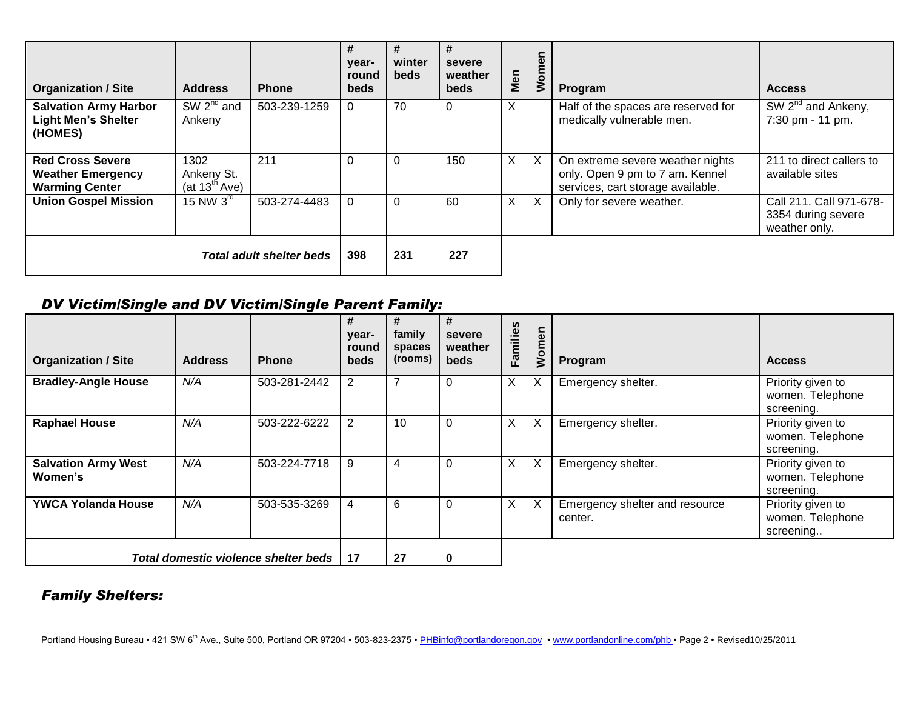| Organization / Site | Address | Phone | # year-round beds | # winter beds | # severe weather beds | Men | Women | Program | Access |
|---|---|---|---|---|---|---|---|---|---|
| **Salvation Army Harbor Light Men's Shelter (HOMES)** | SW 2nd and Ankeny | 503-239-1259 | 0 | 70 | 0 | X | | Half of the spaces are reserved for medically vulnerable men. | SW 2nd and Ankeny, 7:30 pm - 11 pm. |
| **Red Cross Severe Weather Emergency Warming Center** | 1302 Ankeny St. (at 13th Ave) | 211 | 0 | 0 | 150 | X | X | On extreme severe weather nights only. Open 9 pm to 7 am. Kennel services, cart storage available. | 211 to direct callers to available sites |
| **Union Gospel Mission** | 15 NW 3rd | 503-274-4483 | 0 | 0 | 60 | X | X | Only for severe weather. | Call 211. Call 971-678-3354 during severe weather only. |
| ***Total adult shelter beds*** | | | **398** | **231** | **227** | | | | |

## *DV Victim/Single and DV Victim/Single Parent Family:*

| Organization / Site | Address | Phone | # year-round beds | # family spaces (rooms) | # severe weather beds | Families | Women | Program | Access |
|---|---|---|---|---|---|---|---|---|---|
| **Bradley-Angle House** | *N/A* | 503-281-2442 | 2 | 7 | 0 | X | X | Emergency shelter. | Priority given to women. Telephone screening. |
| **Raphael House** | *N/A* | 503-222-6222 | 2 | 10 | 0 | X | X | Emergency shelter. | Priority given to women. Telephone screening. |
| **Salvation Army West Women's** | *N/A* | 503-224-7718 | 9 | 4 | 0 | X | X | Emergency shelter. | Priority given to women. Telephone screening. |
| **YWCA Yolanda House** | *N/A* | 503-535-3269 | 4 | 6 | 0 | X | X | Emergency shelter and resource center. | Priority given to women. Telephone screening.. |
| ***Total domestic violence shelter beds*** | | | **17** | **27** | **0** | | | | |

## *Family Shelters:*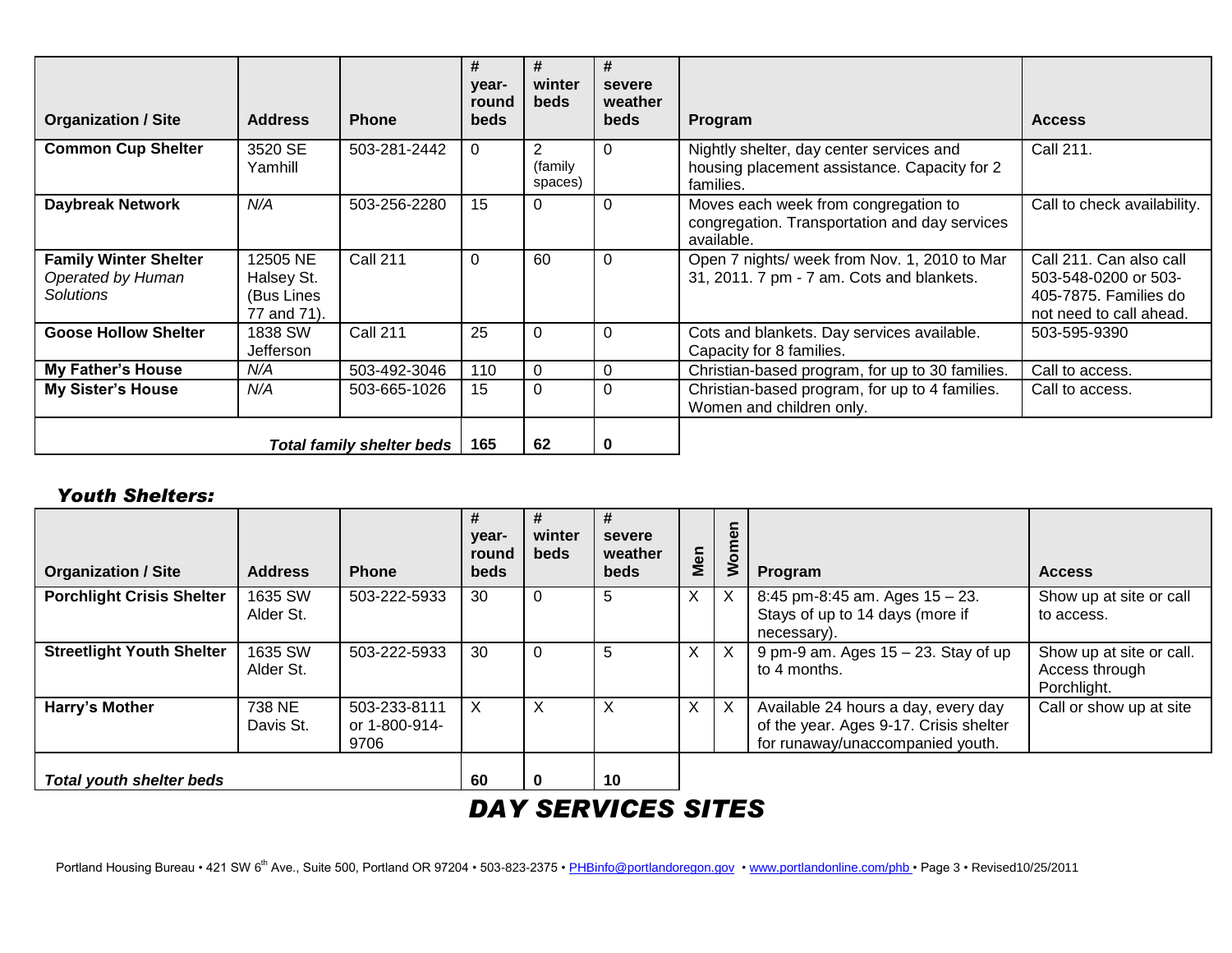| Organization / Site | Address | Phone | # year-round beds | # winter beds | # severe weather beds | Program | Access |
|---|---|---|---|---|---|---|---|
| **Common Cup Shelter** | 3520 SE Yamhill | 503-281-2442 | 0 | 2 (family spaces) | 0 | Nightly shelter, day center services and housing placement assistance. Capacity for 2 families. | Call 211. |
| **Daybreak Network** | *N/A* | 503-256-2280 | 15 | 0 | 0 | Moves each week from congregation to congregation. Transportation and day services available. | Call to check availability. |
| **Family Winter Shelter** *Operated by Human Solutions* | 12505 NE Halsey St. (Bus Lines 77 and 71). | Call 211 | 0 | 60 | 0 | Open 7 nights/ week from Nov. 1, 2010 to Mar 31, 2011. 7 pm - 7 am. Cots and blankets. | Call 211. Can also call 503-548-0200 or 503-405-7875. Families do not need to call ahead. |
| **Goose Hollow Shelter** | 1838 SW Jefferson | Call 211 | 25 | 0 | 0 | Cots and blankets. Day services available. Capacity for 8 families. | 503-595-9390 |
| **My Father's House** | *N/A* | 503-492-3046 | 110 | 0 | 0 | Christian-based program, for up to 30 families. | Call to access. |
| **My Sister's House** | *N/A* | 503-665-1026 | 15 | 0 | 0 | Christian-based program, for up to 4 families. Women and children only. | Call to access. |
| | | ***Total family shelter beds*** | **165** | **62** | **0** | | |

### *Youth Shelters:*

| Organization / Site | Address | Phone | # year-round beds | # winter beds | # severe weather beds | Men | Women | Program | Access |
|---|---|---|---|---|---|---|---|---|---|
| **Porchlight Crisis Shelter** | 1635 SW Alder St. | 503-222-5933 | 30 | 0 | 5 | X | X | 8:45 pm-8:45 am. Ages 15 – 23. Stays of up to 14 days (more if necessary). | Show up at site or call to access. |
| **Streetlight Youth Shelter** | 1635 SW Alder St. | 503-222-5933 | 30 | 0 | 5 | X | X | 9 pm-9 am. Ages 15 – 23. Stay of up to 4 months. | Show up at site or call. Access through Porchlight. |
| **Harry's Mother** | 738 NE Davis St. | 503-233-8111 or 1-800-914-9706 | X | X | X | X | X | Available 24 hours a day, every day of the year. Ages 9-17. Crisis shelter for runaway/unaccompanied youth. | Call or show up at site |
| ***Total youth shelter beds*** | | | **60** | **0** | **10** | | | | |

## *DAY SERVICES SITES*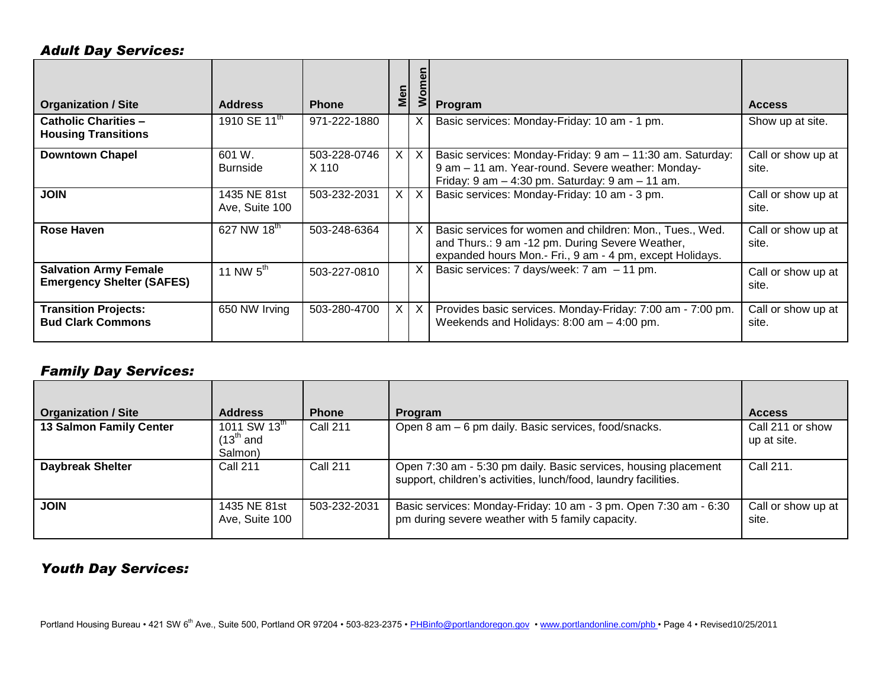### *Adult Day Services:*

| Organization / Site | Address | Phone | Men | Women | Program | Access |
|---|---|---|---|---|---|---|
| **Catholic Charities – Housing Transitions** | 1910 SE 11th | 971-222-1880 | | X | Basic services: Monday-Friday: 10 am - 1 pm. | Show up at site. |
| **Downtown Chapel** | 601 W. Burnside | 503-228-0746 X 110 | X | X | Basic services: Monday-Friday: 9 am – 11:30 am. Saturday: 9 am – 11 am. Year-round. Severe weather: Monday-Friday: 9 am – 4:30 pm. Saturday: 9 am – 11 am. | Call or show up at site. |
| **JOIN** | 1435 NE 81st Ave, Suite 100 | 503-232-2031 | X | X | Basic services: Monday-Friday: 10 am - 3 pm. | Call or show up at site. |
| **Rose Haven** | 627 NW 18th | 503-248-6364 | | X | Basic services for women and children: Mon., Tues., Wed. and Thurs.: 9 am -12 pm. During Severe Weather, expanded hours Mon.- Fri., 9 am - 4 pm, except Holidays. | Call or show up at site. |
| **Salvation Army Female Emergency Shelter (SAFES)** | 11 NW 5th | 503-227-0810 | | X | Basic services: 7 days/week: 7 am – 11 pm. | Call or show up at site. |
| **Transition Projects: Bud Clark Commons** | 650 NW Irving | 503-280-4700 | X | X | Provides basic services. Monday-Friday: 7:00 am - 7:00 pm. Weekends and Holidays: 8:00 am – 4:00 pm. | Call or show up at site. |

### *Family Day Services:*

| Organization / Site | Address | Phone | Program | Access |
|---|---|---|---|---|
| **13 Salmon Family Center** | 1011 SW 13th (13th and Salmon) | Call 211 | Open 8 am – 6 pm daily. Basic services, food/snacks. | Call 211 or show up at site. |
| **Daybreak Shelter** | Call 211 | Call 211 | Open 7:30 am - 5:30 pm daily. Basic services, housing placement support, children's activities, lunch/food, laundry facilities. | Call 211. |
| **JOIN** | 1435 NE 81st Ave, Suite 100 | 503-232-2031 | Basic services: Monday-Friday: 10 am - 3 pm. Open 7:30 am - 6:30 pm during severe weather with 5 family capacity. | Call or show up at site. |

### *Youth Day Services:*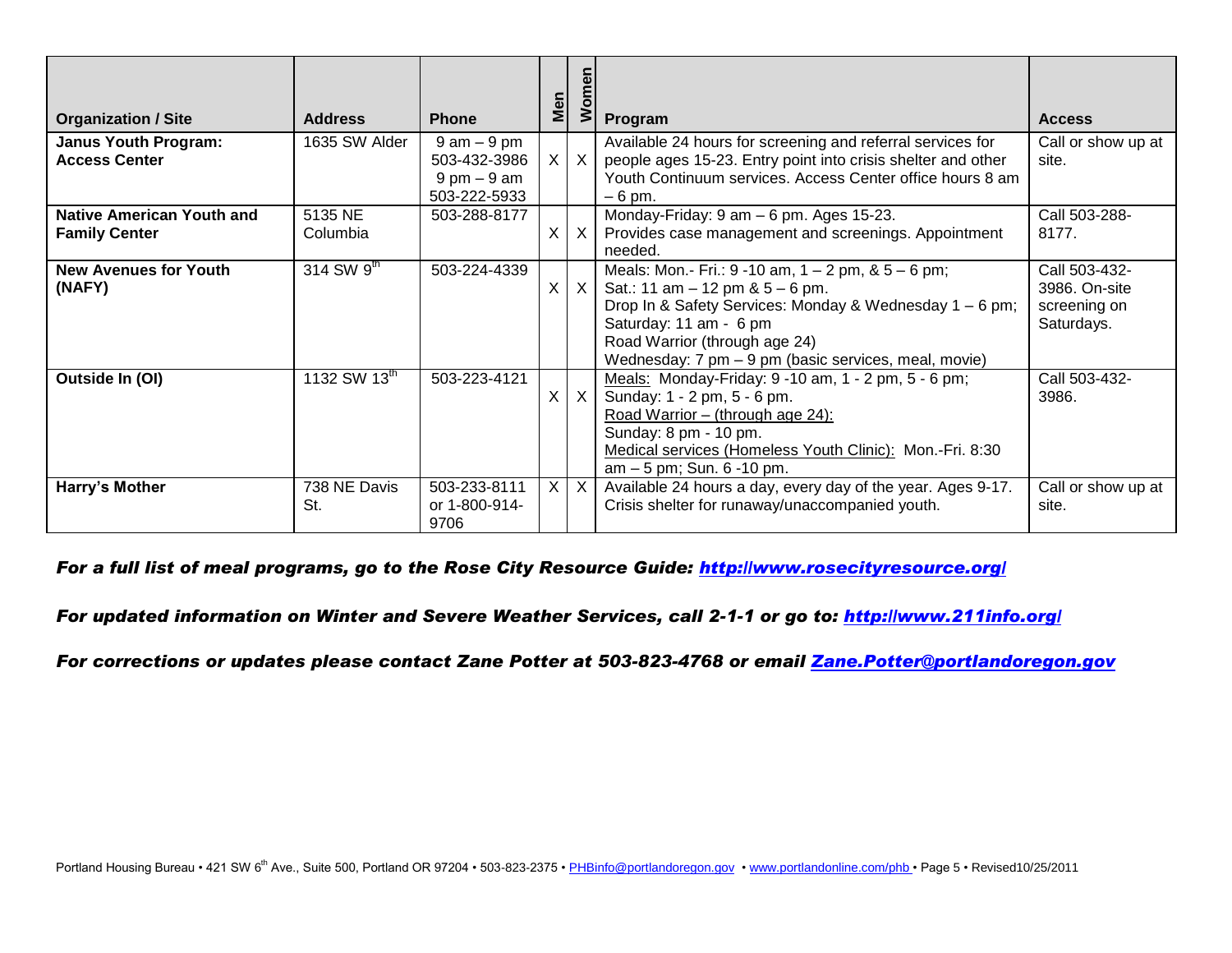| Organization / Site | Address | Phone | Men | Women | Program | Access |
|---|---|---|---|---|---|---|
| **Janus Youth Program: Access Center** | 1635 SW Alder | 9 am – 9 pm 503-432-3986 9 pm – 9 am 503-222-5933 | X | X | Available 24 hours for screening and referral services for people ages 15-23. Entry point into crisis shelter and other Youth Continuum services. Access Center office hours 8 am – 6 pm. | Call or show up at site. |
| **Native American Youth and Family Center** | 5135 NE Columbia | 503-288-8177 | X | X | Monday-Friday: 9 am – 6 pm. Ages 15-23. Provides case management and screenings. Appointment needed. | Call 503-288-8177. |
| **New Avenues for Youth (NAFY)** | 314 SW 9th | 503-224-4339 | X | X | Meals: Mon.- Fri.: 9 -10 am, 1 – 2 pm, & 5 – 6 pm; Sat.: 11 am – 12 pm & 5 – 6 pm. Drop In & Safety Services: Monday & Wednesday 1 – 6 pm; Saturday: 11 am - 6 pm Road Warrior (through age 24) Wednesday: 7 pm – 9 pm (basic services, meal, movie) | Call 503-432-3986. On-site screening on Saturdays. |
| **Outside In (OI)** | 1132 SW 13th | 503-223-4121 | X | X | Meals: Monday-Friday: 9 -10 am, 1 - 2 pm, 5 - 6 pm; Sunday: 1 - 2 pm, 5 - 6 pm. Road Warrior – (through age 24): Sunday: 8 pm - 10 pm. Medical services (Homeless Youth Clinic): Mon.-Fri. 8:30 am – 5 pm; Sun. 6 -10 pm. | Call 503-432-3986. |
| **Harry's Mother** | 738 NE Davis St. | 503-233-8111 or 1-800-914-9706 | X | X | Available 24 hours a day, every day of the year. Ages 9-17. Crisis shelter for runaway/unaccompanied youth. | Call or show up at site. |

***For a full list of meal programs, go to the Rose City Resource Guide: http://www.rosecityresource.org/***

***For updated information on Winter and Severe Weather Services, call 2-1-1 or go to: http://www.211info.org/***

***For corrections or updates please contact Zane Potter at 503-823-4768 or email Zane.Potter@portlandoregon.gov***